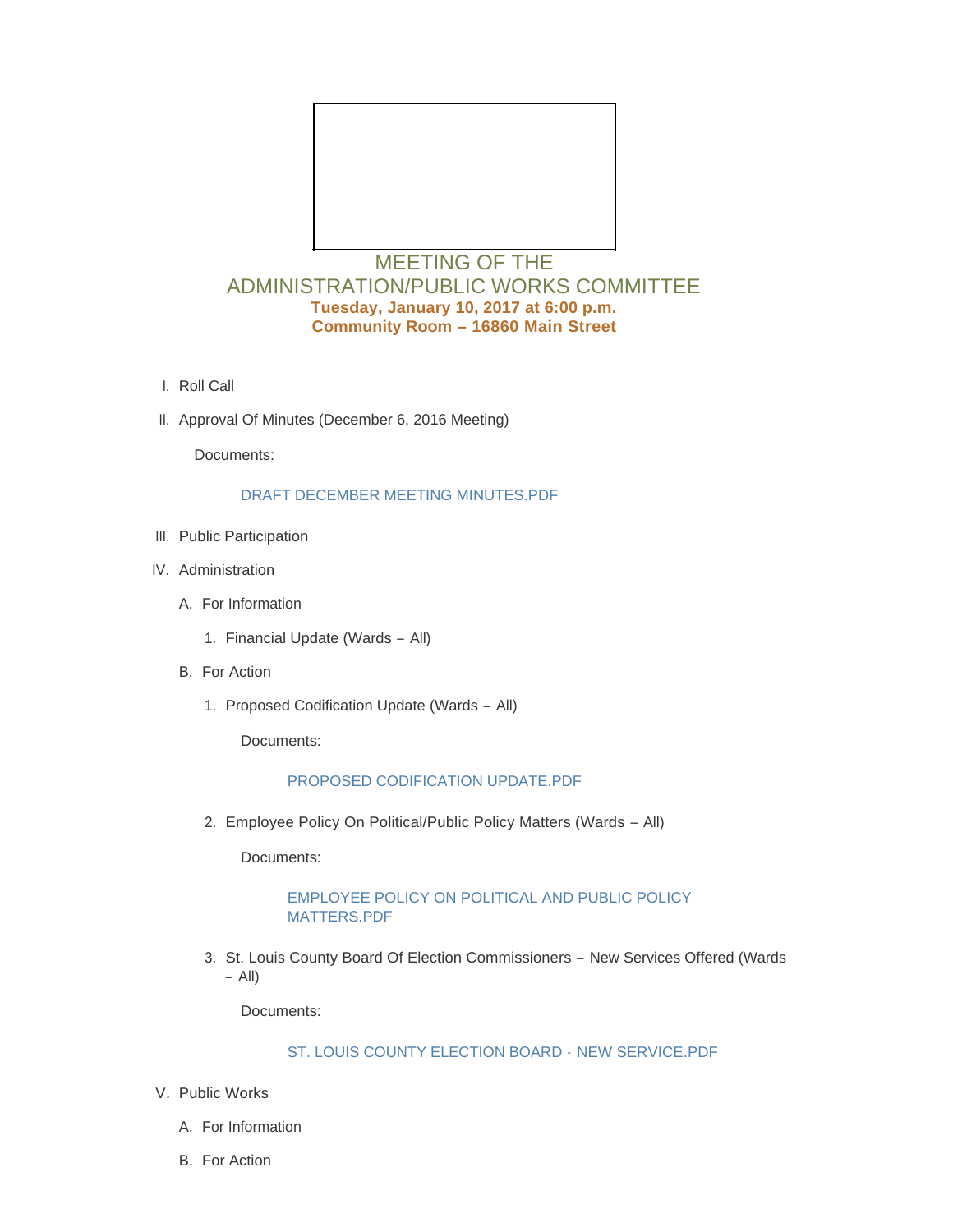# MEETING OF THE ADMINISTRATION/PUBLIC WORKS COMMITTEE

**Tuesday, January 10, 2017 at 6:00 p.m.**
**Community Room – 16860 Main Street**

I. Roll Call

II. Approval Of Minutes (December 6, 2016 Meeting)

Documents:

DRAFT DECEMBER MEETING MINUTES.PDF

III. Public Participation

IV. Administration

A. For Information

1. Financial Update (Wards – All)

B. For Action

1. Proposed Codification Update (Wards – All)

Documents:

PROPOSED CODIFICATION UPDATE.PDF

2. Employee Policy On Political/Public Policy Matters (Wards – All)

Documents:

EMPLOYEE POLICY ON POLITICAL AND PUBLIC POLICY MATTERS.PDF

3. St. Louis County Board Of Election Commissioners – New Services Offered (Wards – All)

Documents:

ST. LOUIS COUNTY ELECTION BOARD - NEW SERVICE.PDF

V. Public Works

A. For Information

B. For Action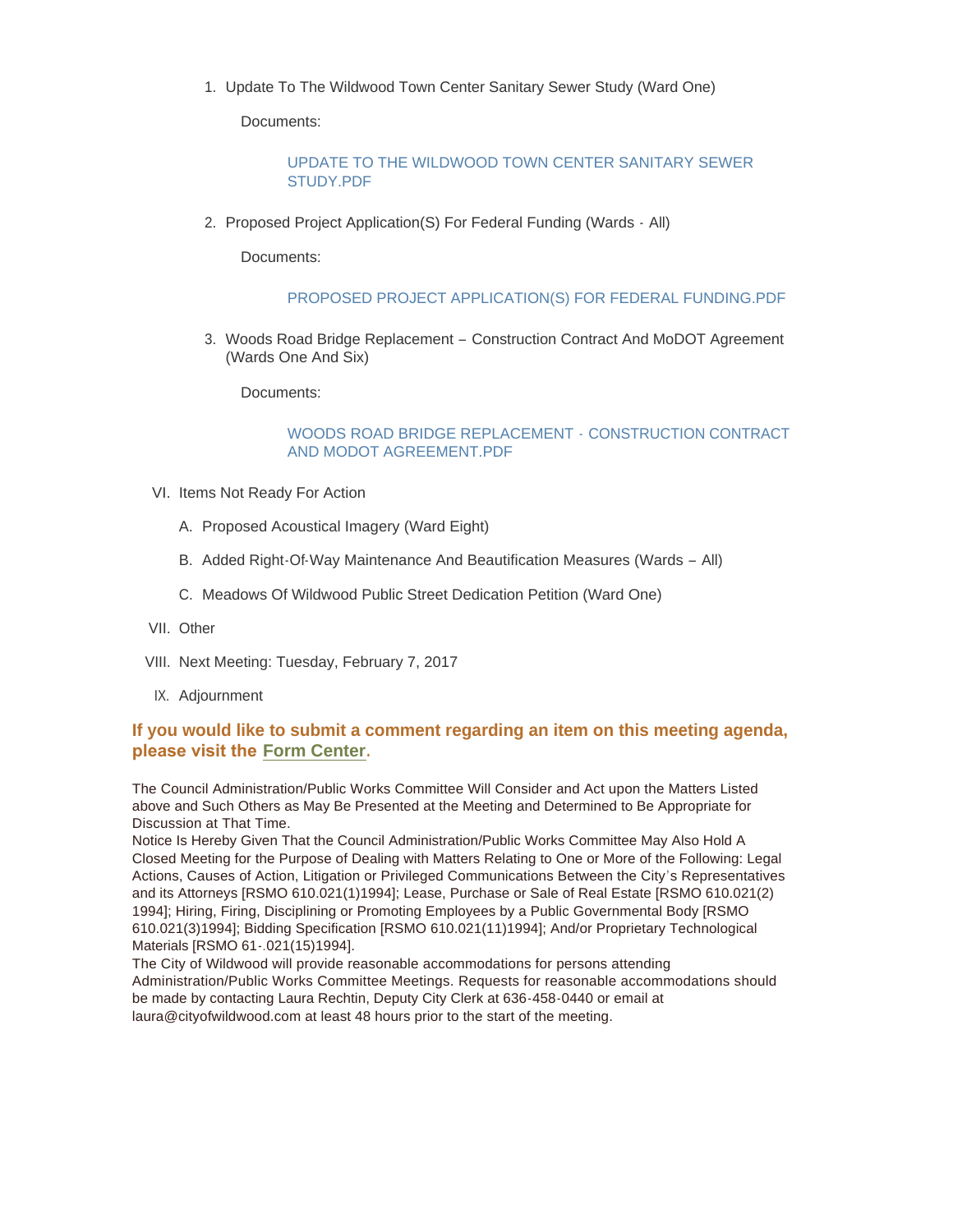1. Update To The Wildwood Town Center Sanitary Sewer Study (Ward One)

   Documents:

   UPDATE TO THE WILDWOOD TOWN CENTER SANITARY SEWER STUDY.PDF

2. Proposed Project Application(S) For Federal Funding (Wards - All)

   Documents:

   PROPOSED PROJECT APPLICATION(S) FOR FEDERAL FUNDING.PDF

3. Woods Road Bridge Replacement – Construction Contract And MoDOT Agreement (Wards One And Six)

   Documents:

   WOODS ROAD BRIDGE REPLACEMENT - CONSTRUCTION CONTRACT AND MODOT AGREEMENT.PDF

VI. Items Not Ready For Action

   A. Proposed Acoustical Imagery (Ward Eight)

   B. Added Right-Of-Way Maintenance And Beautification Measures (Wards – All)

   C. Meadows Of Wildwood Public Street Dedication Petition (Ward One)

VII. Other

VIII. Next Meeting: Tuesday, February 7, 2017

IX. Adjournment

**If you would like to submit a comment regarding an item on this meeting agenda, please visit the Form Center.**

The Council Administration/Public Works Committee Will Consider and Act upon the Matters Listed above and Such Others as May Be Presented at the Meeting and Determined to Be Appropriate for Discussion at That Time.
Notice Is Hereby Given That the Council Administration/Public Works Committee May Also Hold A Closed Meeting for the Purpose of Dealing with Matters Relating to One or More of the Following: Legal Actions, Causes of Action, Litigation or Privileged Communications Between the City's Representatives and its Attorneys [RSMO 610.021(1)1994]; Lease, Purchase or Sale of Real Estate [RSMO 610.021(2) 1994]; Hiring, Firing, Disciplining or Promoting Employees by a Public Governmental Body [RSMO 610.021(3)1994]; Bidding Specification [RSMO 610.021(11)1994]; And/or Proprietary Technological Materials [RSMO 61-.021(15)1994].
The City of Wildwood will provide reasonable accommodations for persons attending Administration/Public Works Committee Meetings. Requests for reasonable accommodations should be made by contacting Laura Rechtin, Deputy City Clerk at 636-458-0440 or email at laura@cityofwildwood.com at least 48 hours prior to the start of the meeting.